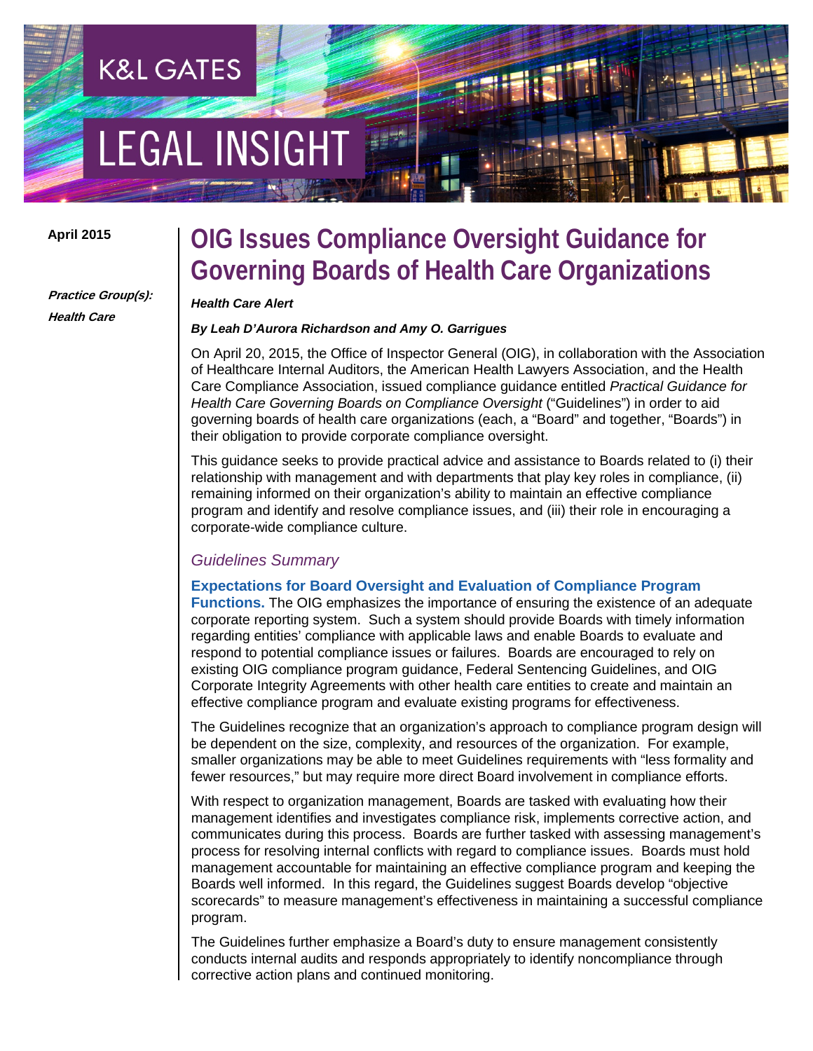K&L GATES

LEGAL INSIGHT

April 2015

***Practice Group(s):***
***Health Care***

# OIG Issues Compliance Oversight Guidance for Governing Boards of Health Care Organizations

***Health Care Alert***

***By Leah D'Aurora Richardson and Amy O. Garrigues***

On April 20, 2015, the Office of Inspector General (OIG), in collaboration with the Association of Healthcare Internal Auditors, the American Health Lawyers Association, and the Health Care Compliance Association, issued compliance guidance entitled *Practical Guidance for Health Care Governing Boards on Compliance Oversight* ("Guidelines") in order to aid governing boards of health care organizations (each, a "Board" and together, "Boards") in their obligation to provide corporate compliance oversight.

This guidance seeks to provide practical advice and assistance to Boards related to (i) their relationship with management and with departments that play key roles in compliance, (ii) remaining informed on their organization's ability to maintain an effective compliance program and identify and resolve compliance issues, and (iii) their role in encouraging a corporate-wide compliance culture.

## *Guidelines Summary*

**Expectations for Board Oversight and Evaluation of Compliance Program Functions.** The OIG emphasizes the importance of ensuring the existence of an adequate corporate reporting system. Such a system should provide Boards with timely information regarding entities' compliance with applicable laws and enable Boards to evaluate and respond to potential compliance issues or failures. Boards are encouraged to rely on existing OIG compliance program guidance, Federal Sentencing Guidelines, and OIG Corporate Integrity Agreements with other health care entities to create and maintain an effective compliance program and evaluate existing programs for effectiveness.

The Guidelines recognize that an organization's approach to compliance program design will be dependent on the size, complexity, and resources of the organization. For example, smaller organizations may be able to meet Guidelines requirements with "less formality and fewer resources," but may require more direct Board involvement in compliance efforts.

With respect to organization management, Boards are tasked with evaluating how their management identifies and investigates compliance risk, implements corrective action, and communicates during this process. Boards are further tasked with assessing management's process for resolving internal conflicts with regard to compliance issues. Boards must hold management accountable for maintaining an effective compliance program and keeping the Boards well informed. In this regard, the Guidelines suggest Boards develop "objective scorecards" to measure management's effectiveness in maintaining a successful compliance program.

The Guidelines further emphasize a Board's duty to ensure management consistently conducts internal audits and responds appropriately to identify noncompliance through corrective action plans and continued monitoring.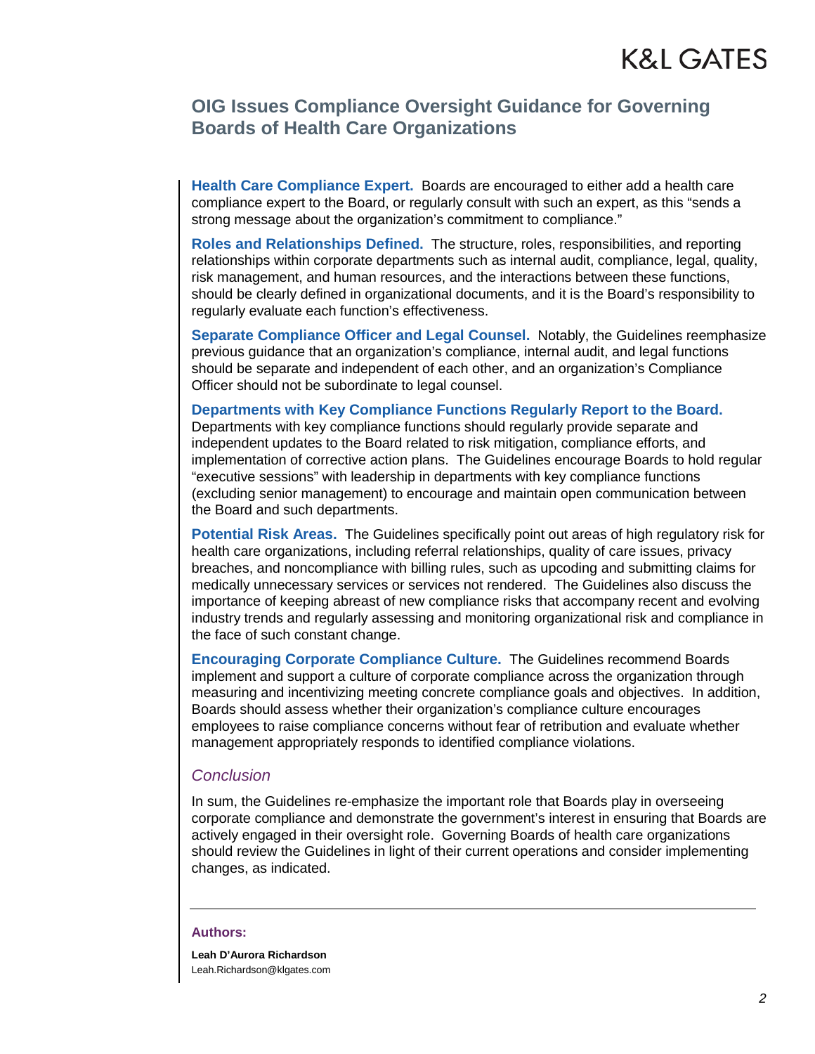**Health Care Compliance Expert.** Boards are encouraged to either add a health care compliance expert to the Board, or regularly consult with such an expert, as this "sends a strong message about the organization's commitment to compliance."

**Roles and Relationships Defined.** The structure, roles, responsibilities, and reporting relationships within corporate departments such as internal audit, compliance, legal, quality, risk management, and human resources, and the interactions between these functions, should be clearly defined in organizational documents, and it is the Board's responsibility to regularly evaluate each function's effectiveness.

**Separate Compliance Officer and Legal Counsel.** Notably, the Guidelines reemphasize previous guidance that an organization's compliance, internal audit, and legal functions should be separate and independent of each other, and an organization's Compliance Officer should not be subordinate to legal counsel.

**Departments with Key Compliance Functions Regularly Report to the Board.** Departments with key compliance functions should regularly provide separate and independent updates to the Board related to risk mitigation, compliance efforts, and implementation of corrective action plans. The Guidelines encourage Boards to hold regular "executive sessions" with leadership in departments with key compliance functions (excluding senior management) to encourage and maintain open communication between the Board and such departments.

**Potential Risk Areas.** The Guidelines specifically point out areas of high regulatory risk for health care organizations, including referral relationships, quality of care issues, privacy breaches, and noncompliance with billing rules, such as upcoding and submitting claims for medically unnecessary services or services not rendered. The Guidelines also discuss the importance of keeping abreast of new compliance risks that accompany recent and evolving industry trends and regularly assessing and monitoring organizational risk and compliance in the face of such constant change.

**Encouraging Corporate Compliance Culture.** The Guidelines recommend Boards implement and support a culture of corporate compliance across the organization through measuring and incentivizing meeting concrete compliance goals and objectives. In addition, Boards should assess whether their organization's compliance culture encourages employees to raise compliance concerns without fear of retribution and evaluate whether management appropriately responds to identified compliance violations.

## *Conclusion*

In sum, the Guidelines re-emphasize the important role that Boards play in overseeing corporate compliance and demonstrate the government's interest in ensuring that Boards are actively engaged in their oversight role. Governing Boards of health care organizations should review the Guidelines in light of their current operations and consider implementing changes, as indicated.

---

**Authors:**

**Leah D'Aurora Richardson**
Leah.Richardson@klgates.com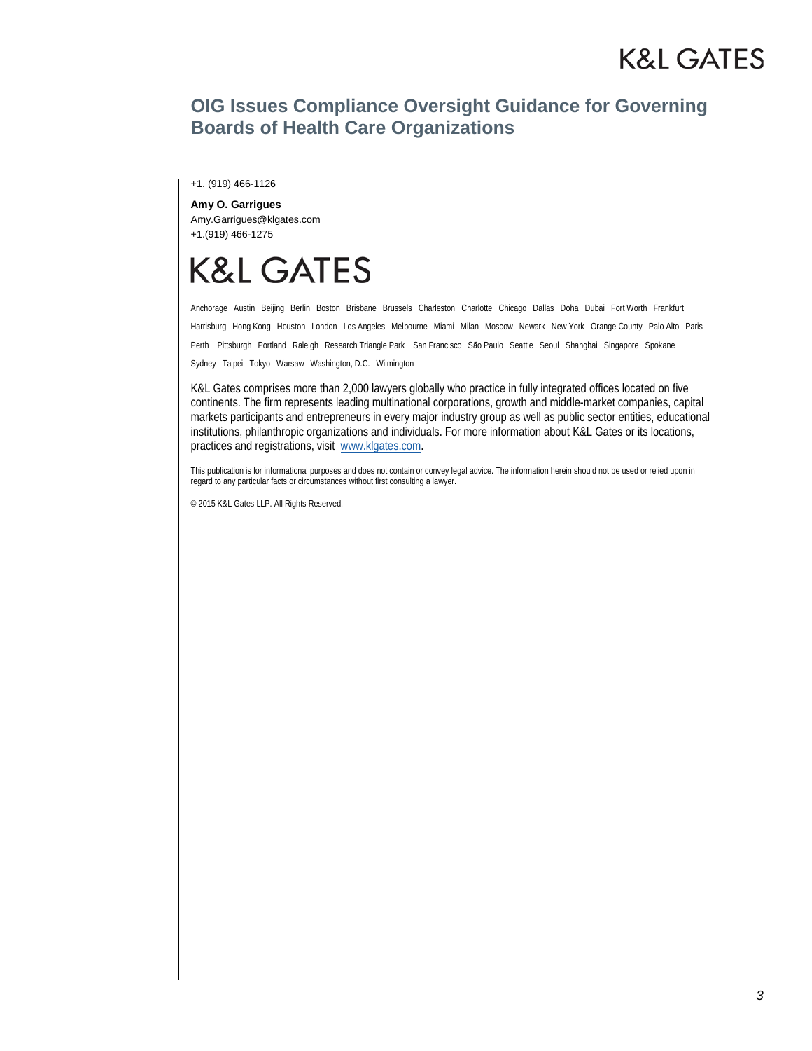## OIG Issues Compliance Oversight Guidance for Governing Boards of Health Care Organizations

+1. (919) 466-1126

**Amy O. Garrigues**
Amy.Garrigues@klgates.com
+1.(919) 466-1275

K&L GATES

Anchorage Austin Beijing Berlin Boston Brisbane Brussels Charleston Charlotte Chicago Dallas Doha Dubai Fort Worth Frankfurt Harrisburg Hong Kong Houston London Los Angeles Melbourne Miami Milan Moscow Newark New York Orange County Palo Alto Paris Perth Pittsburgh Portland Raleigh Research Triangle Park San Francisco São Paulo Seattle Seoul Shanghai Singapore Spokane Sydney Taipei Tokyo Warsaw Washington, D.C. Wilmington

K&L Gates comprises more than 2,000 lawyers globally who practice in fully integrated offices located on five continents. The firm represents leading multinational corporations, growth and middle-market companies, capital markets participants and entrepreneurs in every major industry group as well as public sector entities, educational institutions, philanthropic organizations and individuals. For more information about K&L Gates or its locations, practices and registrations, visit www.klgates.com.

This publication is for informational purposes and does not contain or convey legal advice. The information herein should not be used or relied upon in regard to any particular facts or circumstances without first consulting a lawyer.

© 2015 K&L Gates LLP. All Rights Reserved.